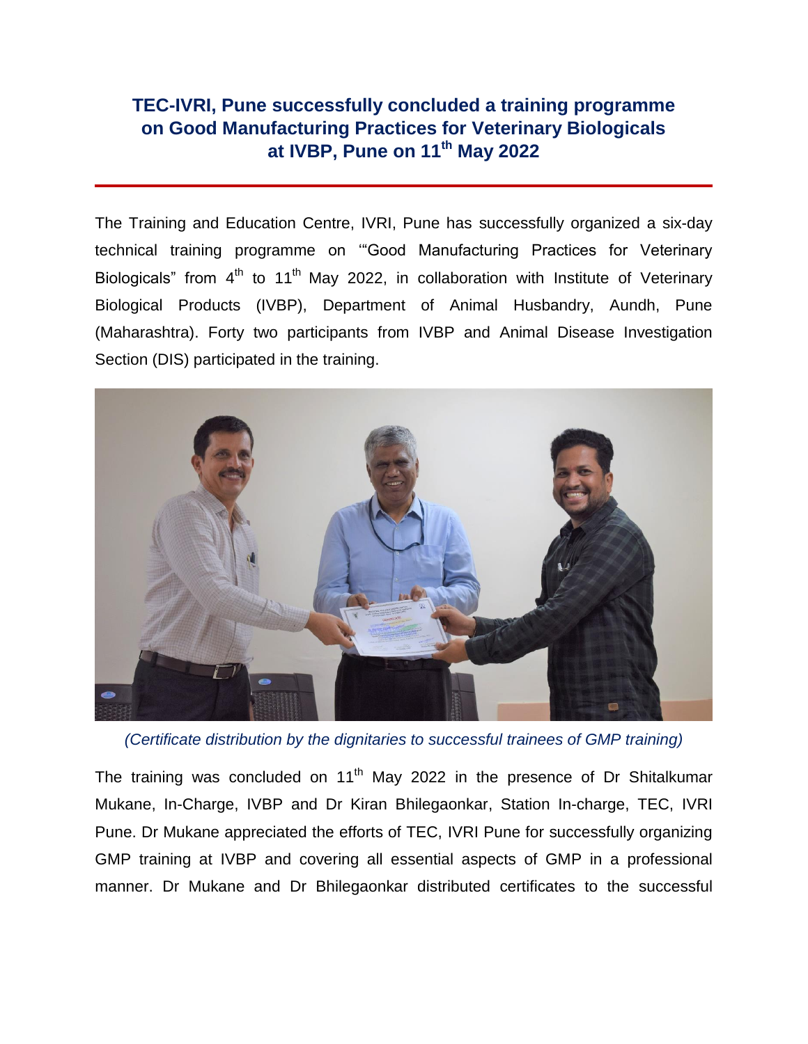# TEC-IVRI, Pune successfully concluded a training programme on Good Manufacturing Practices for Veterinary Biologicals at IVBP, Pune on 11th May 2022

The Training and Education Centre, IVRI, Pune has successfully organized a six-day technical training programme on '"Good Manufacturing Practices for Veterinary Biologicals" from 4th to 11th May 2022, in collaboration with Institute of Veterinary Biological Products (IVBP), Department of Animal Husbandry, Aundh, Pune (Maharashtra). Forty two participants from IVBP and Animal Disease Investigation Section (DIS) participated in the training.

*(Certificate distribution by the dignitaries to successful trainees of GMP training)*

The training was concluded on 11th May 2022 in the presence of Dr Shitalkumar Mukane, In-Charge, IVBP and Dr Kiran Bhilegaonkar, Station In-charge, TEC, IVRI Pune. Dr Mukane appreciated the efforts of TEC, IVRI Pune for successfully organizing GMP training at IVBP and covering all essential aspects of GMP in a professional manner. Dr Mukane and Dr Bhilegaonkar distributed certificates to the successful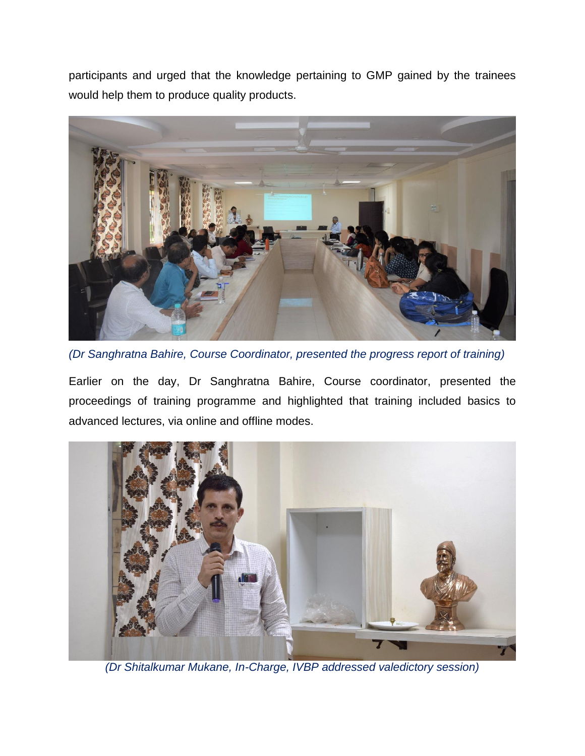participants and urged that the knowledge pertaining to GMP gained by the trainees would help them to produce quality products.

*(Dr Sanghratna Bahire, Course Coordinator, presented the progress report of training)*

Earlier on the day, Dr Sanghratna Bahire, Course coordinator, presented the proceedings of training programme and highlighted that training included basics to advanced lectures, via online and offline modes.

*(Dr Shitalkumar Mukane, In-Charge, IVBP addressed valedictory session)*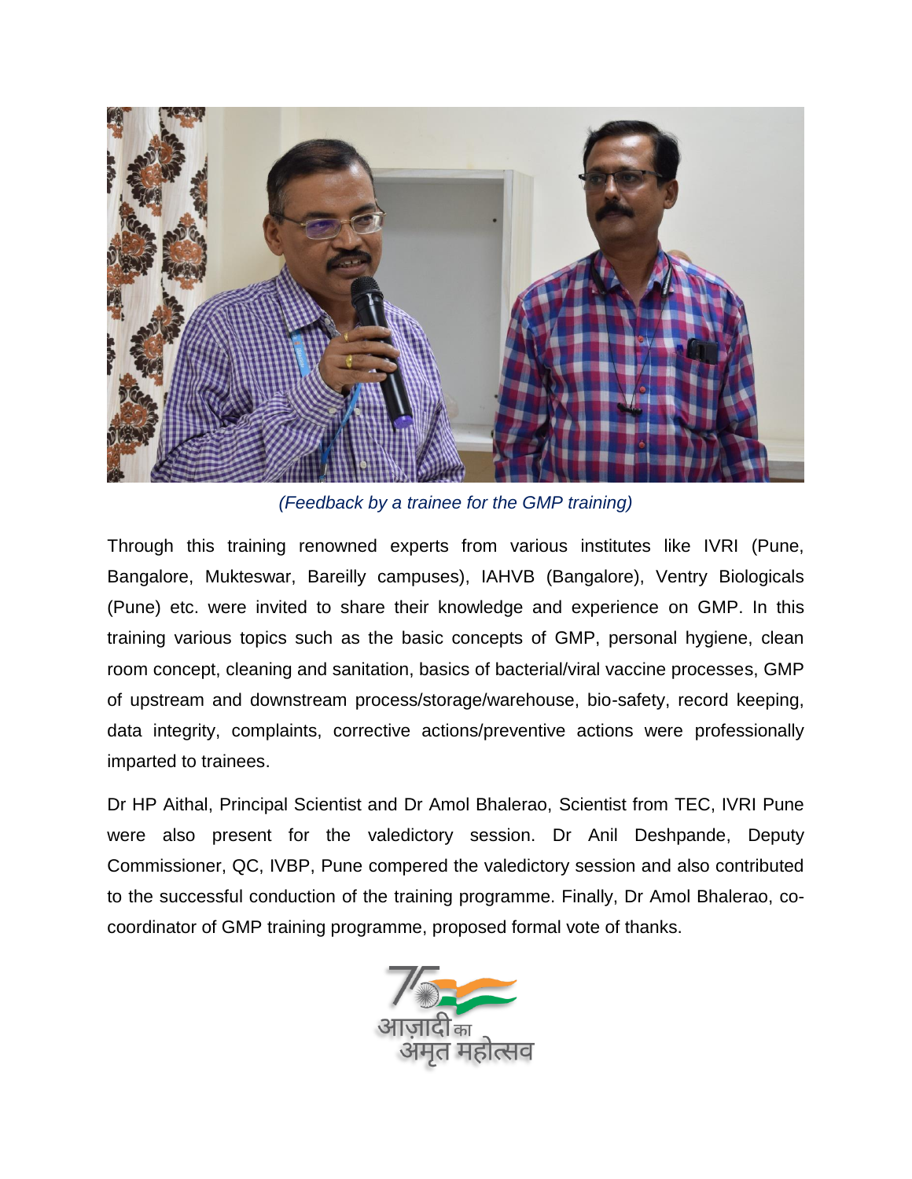*(Feedback by a trainee for the GMP training)*

Through this training renowned experts from various institutes like IVRI (Pune, Bangalore, Mukteswar, Bareilly campuses), IAHVB (Bangalore), Ventry Biologicals (Pune) etc. were invited to share their knowledge and experience on GMP. In this training various topics such as the basic concepts of GMP, personal hygiene, clean room concept, cleaning and sanitation, basics of bacterial/viral vaccine processes, GMP of upstream and downstream process/storage/warehouse, bio-safety, record keeping, data integrity, complaints, corrective actions/preventive actions were professionally imparted to trainees.

Dr HP Aithal, Principal Scientist and Dr Amol Bhalerao, Scientist from TEC, IVRI Pune were also present for the valedictory session. Dr Anil Deshpande, Deputy Commissioner, QC, IVBP, Pune compered the valedictory session and also contributed to the successful conduction of the training programme. Finally, Dr Amol Bhalerao, co-coordinator of GMP training programme, proposed formal vote of thanks.

आज़ादी का अमृत महोत्सव